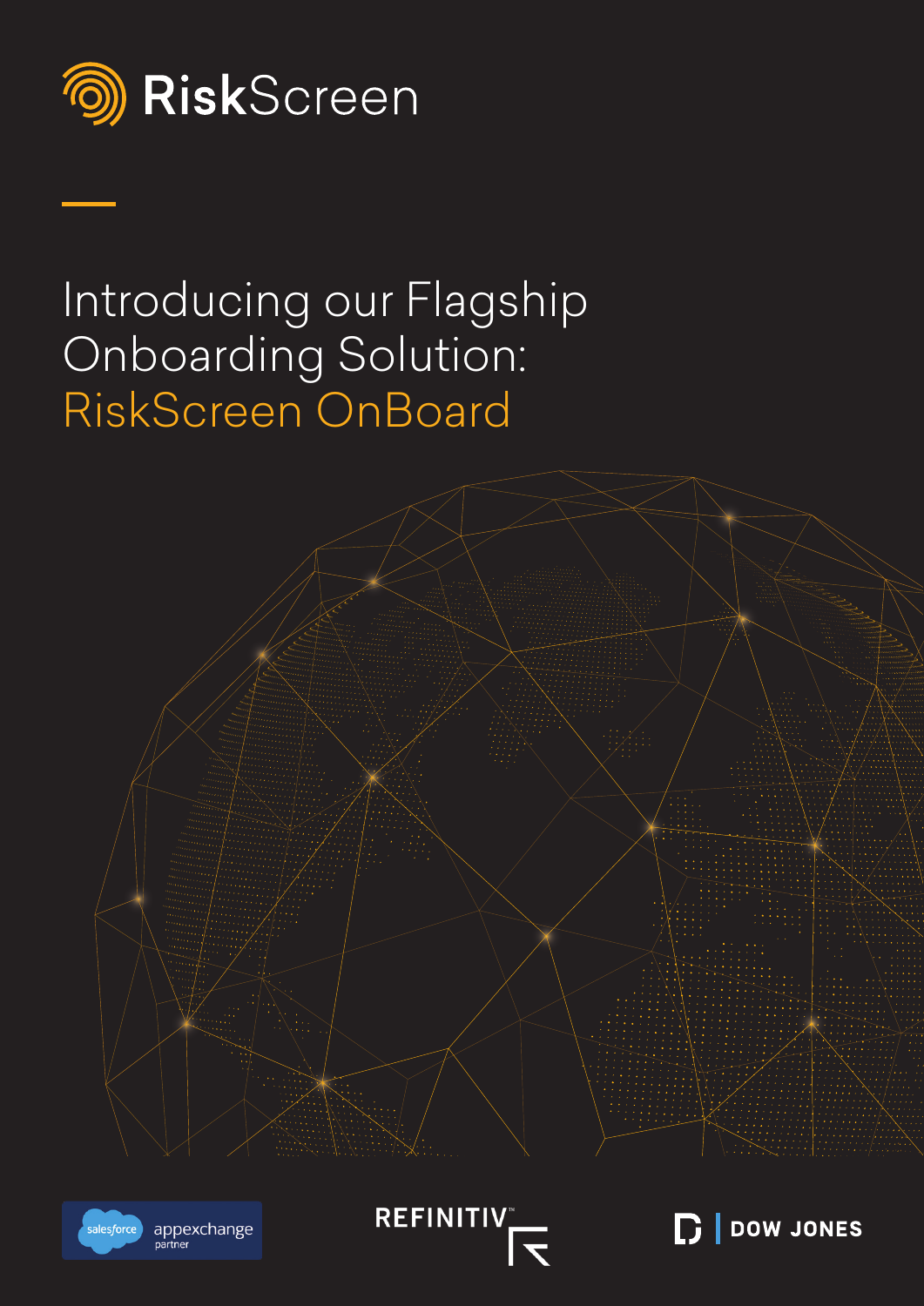RiskScreen

# Introducing our Flagship Onboarding Solution: RiskScreen OnBoard

salesforce appexchange partner

REFINITIV™

DOW JONES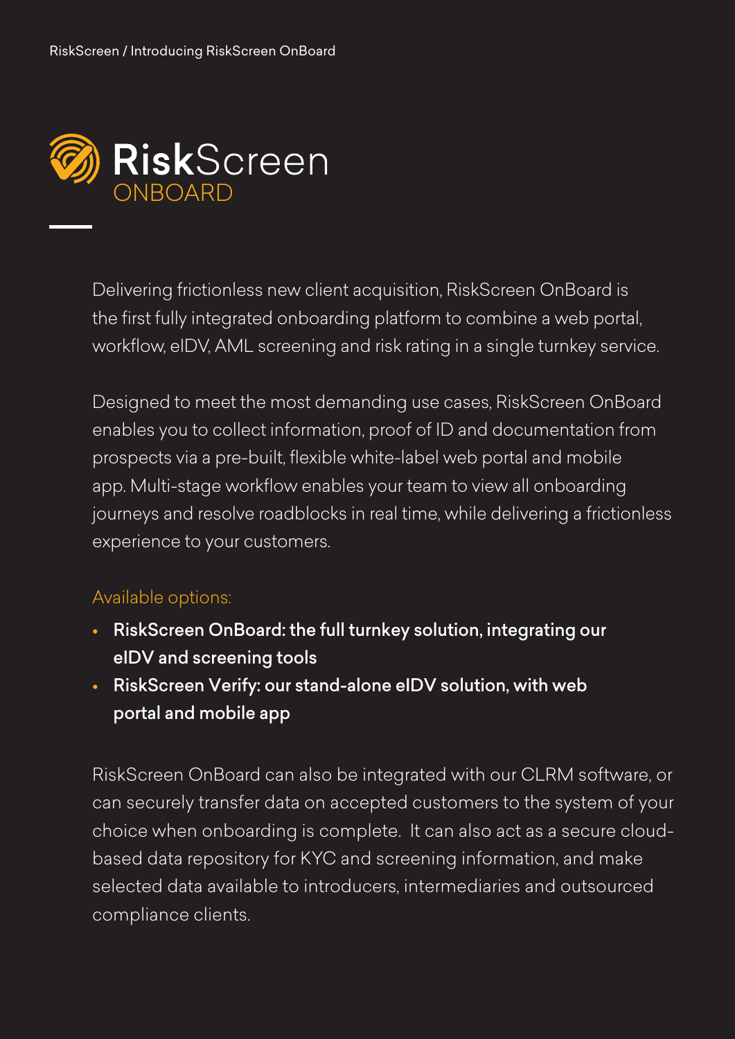# RiskScreen ONBOARD

Delivering frictionless new client acquisition, RiskScreen OnBoard is the first fully integrated onboarding platform to combine a web portal, workflow, eIDV, AML screening and risk rating in a single turnkey service.

Designed to meet the most demanding use cases, RiskScreen OnBoard enables you to collect information, proof of ID and documentation from prospects via a pre-built, flexible white-label web portal and mobile app. Multi-stage workflow enables your team to view all onboarding journeys and resolve roadblocks in real time, while delivering a frictionless experience to your customers.

Available options:

- **RiskScreen OnBoard: the full turnkey solution, integrating our eIDV and screening tools**
- **RiskScreen Verify: our stand-alone eIDV solution, with web portal and mobile app**

RiskScreen OnBoard can also be integrated with our CLRM software, or can securely transfer data on accepted customers to the system of your choice when onboarding is complete. It can also act as a secure cloud-based data repository for KYC and screening information, and make selected data available to introducers, intermediaries and outsourced compliance clients.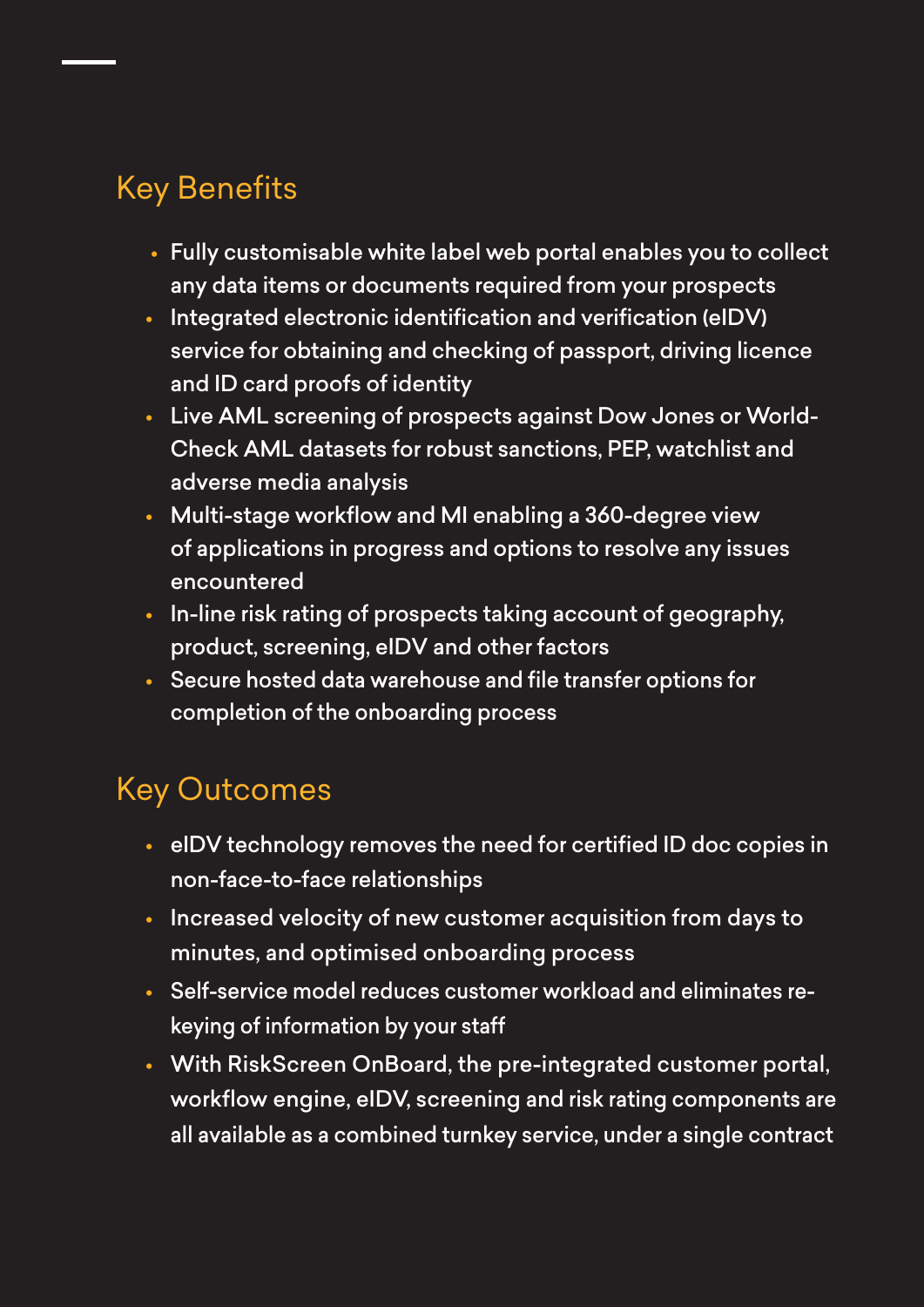## Key Benefits

- Fully customisable white label web portal enables you to collect any data items or documents required from your prospects
- Integrated electronic identification and verification (eIDV) service for obtaining and checking of passport, driving licence and ID card proofs of identity
- Live AML screening of prospects against Dow Jones or World-Check AML datasets for robust sanctions, PEP, watchlist and adverse media analysis
- Multi-stage workflow and MI enabling a 360-degree view of applications in progress and options to resolve any issues encountered
- In-line risk rating of prospects taking account of geography, product, screening, eIDV and other factors
- Secure hosted data warehouse and file transfer options for completion of the onboarding process

## Key Outcomes

- eIDV technology removes the need for certified ID doc copies in non-face-to-face relationships
- Increased velocity of new customer acquisition from days to minutes, and optimised onboarding process
- Self-service model reduces customer workload and eliminates re-keying of information by your staff
- With RiskScreen OnBoard, the pre-integrated customer portal, workflow engine, eIDV, screening and risk rating components are all available as a combined turnkey service, under a single contract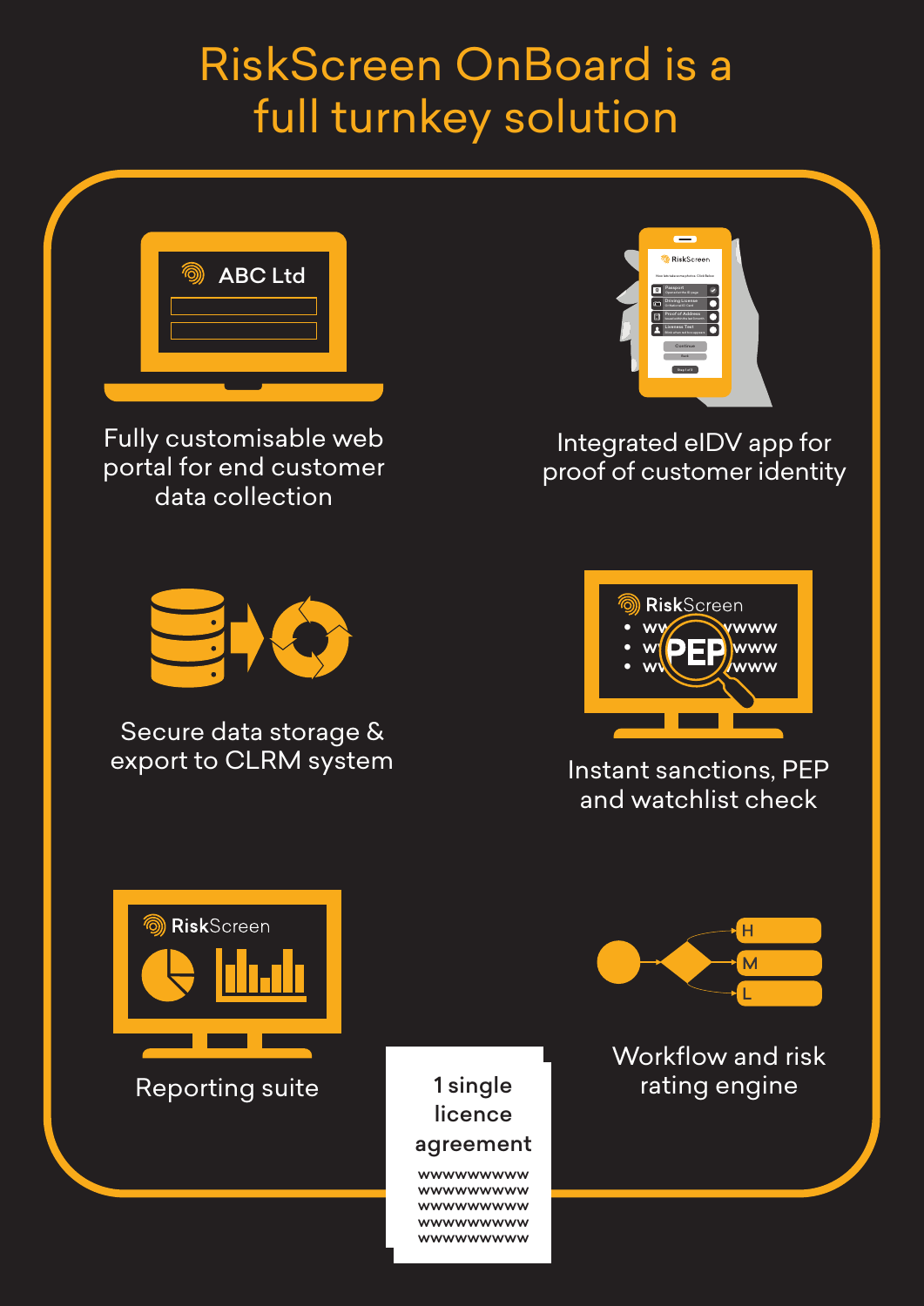# RiskScreen OnBoard is a full turnkey solution

Fully customisable web portal for end customer data collection

Integrated eIDV app for proof of customer identity

Secure data storage & export to CLRM system

Instant sanctions, PEP and watchlist check

Reporting suite

Workflow and risk rating engine

1 single licence agreement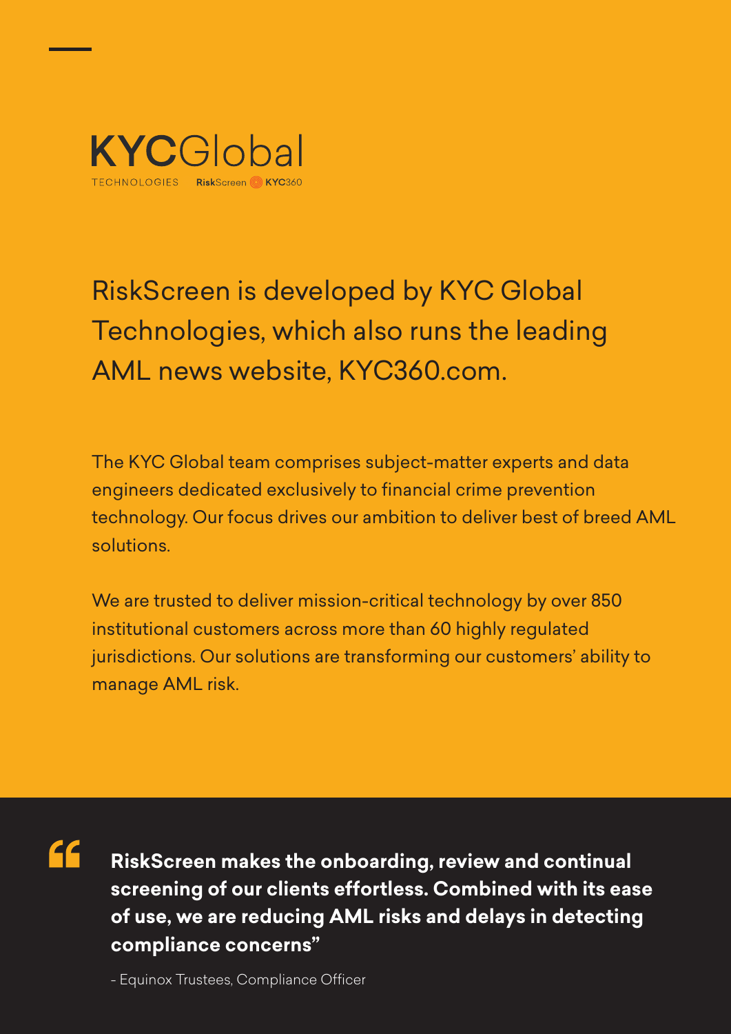**KYC**Global

TECHNOLOGIES RiskScreen KYC360

## RiskScreen is developed by KYC Global Technologies, which also runs the leading AML news website, KYC360.com.

The KYC Global team comprises subject-matter experts and data engineers dedicated exclusively to financial crime prevention technology. Our focus drives our ambition to deliver best of breed AML solutions.

We are trusted to deliver mission-critical technology by over 850 institutional customers across more than 60 highly regulated jurisdictions. Our solutions are transforming our customers' ability to manage AML risk.

> **"RiskScreen makes the onboarding, review and continual screening of our clients effortless. Combined with its ease of use, we are reducing AML risks and delays in detecting compliance concerns"**
>
> \- Equinox Trustees, Compliance Officer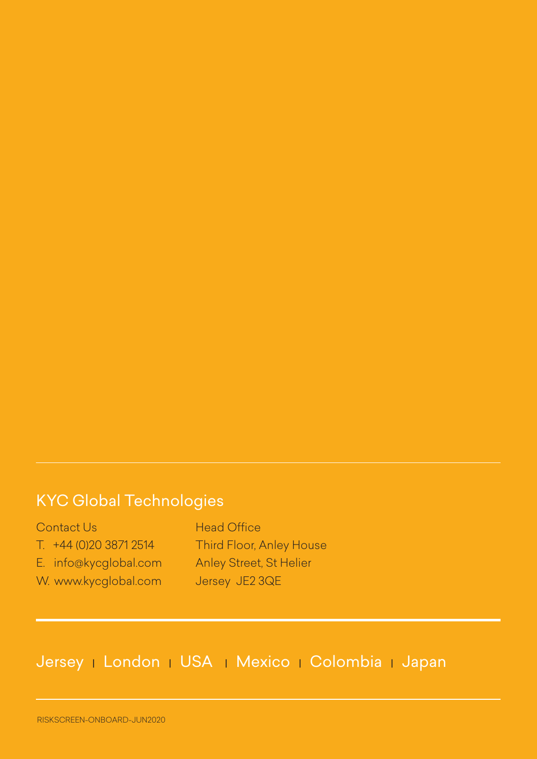## KYC Global Technologies

Contact Us
T. +44 (0)20 3871 2514
E. info@kycglobal.com
W. www.kycglobal.com

Head Office
Third Floor, Anley House
Anley Street, St Helier
Jersey JE2 3QE

Jersey | London | USA | Mexico | Colombia | Japan

RISKSCREEN-ONBOARD-JUN2020